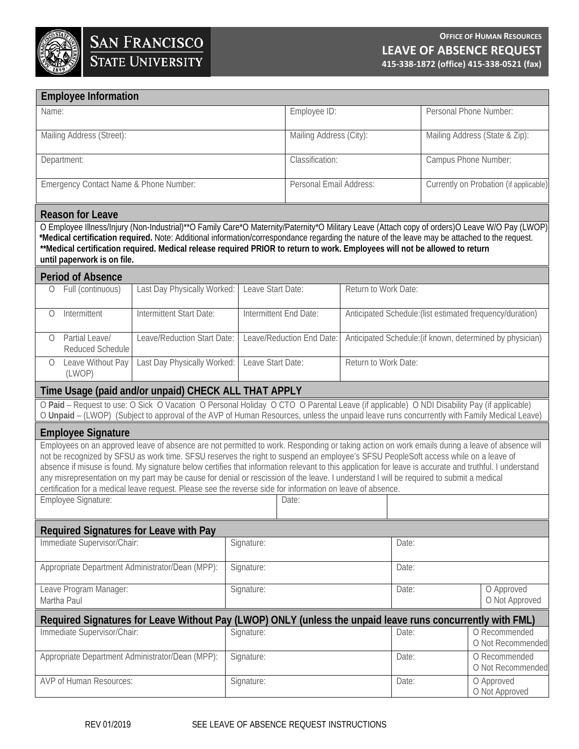**SAN FRANCISCO STATE UNIVERSITY**

**OFFICE OF HUMAN RESOURCES**

# LEAVE OF ABSENCE REQUEST

**415-338-1872 (office) 415-338-0521 (fax)**

## Employee Information

| Name: | Employee ID: | Personal Phone Number: |
|---|---|---|
| Mailing Address (Street): | Mailing Address (City): | Mailing Address (State & Zip): |
| Department: | Classification: | Campus Phone Number: |
| Emergency Contact Name & Phone Number: | Personal Email Address: | Currently on Probation (if applicable) |

## Reason for Leave

O Employee Illness/Injury (Non-Industrial)** O Family Care* O Maternity/Paternity* O Military Leave (Attach copy of orders) O Leave W/O Pay (LWOP)

***Medical certification required.** Note: Additional information/correspondance regarding the nature of the leave may be attached to the request.

****Medical certification required. Medical release required PRIOR to return to work. Employees will not be allowed to return until paperwork is on file.**

## Period of Absence

| | | | |
|---|---|---|---|
| O Full (continuous) | Last Day Physically Worked: | Leave Start Date: | Return to Work Date: |
| O Intermittent | Intermittent Start Date: | Intermittent End Date: | Anticipated Schedule:(list estimated frequency/duration) |
| O Partial Leave/ Reduced Schedule | Leave/Reduction Start Date: | Leave/Reduction End Date: | Anticipated Schedule:(if known, determined by physician) |
| O Leave Without Pay (LWOP) | Last Day Physically Worked: | Leave Start Date: | Return to Work Date: |

## Time Usage (paid and/or unpaid) CHECK ALL THAT APPLY

O **Paid** – Request to use: O Sick O Vacation O Personal Holiday O CTO O Parental Leave (if applicable) O NDI Disability Pay (if applicable)

O **Unpaid** – (LWOP) (Subject to approval of the AVP of Human Resources, unless the unpaid leave runs concurrently with Family Medical Leave)

## Employee Signature

Employees on an approved leave of absence are not permitted to work. Responding or taking action on work emails during a leave of absence will not be recognized by SFSU as work time. SFSU reserves the right to suspend an employee's SFSU PeopleSoft access while on a leave of absence if misuse is found. My signature below certifies that information relevant to this application for leave is accurate and truthful. I understand any misrepresentation on my part may be cause for denial or rescission of the leave. I understand I will be required to submit a medical certification for a medical leave request. Please see the reverse side for information on leave of absence.

| Employee Signature: | Date: | |
|---|---|---|

## Required Signatures for Leave with Pay

| | | | |
|---|---|---|---|
| Immediate Supervisor/Chair: | Signature: | Date: | |
| Appropriate Department Administrator/Dean (MPP): | Signature: | Date: | |
| Leave Program Manager: Martha Paul | Signature: | Date: | O Approved O Not Approved |

## Required Signatures for Leave Without Pay (LWOP) ONLY (unless the unpaid leave runs concurrently with FML)

| | | | |
|---|---|---|---|
| Immediate Supervisor/Chair: | Signature: | Date: | O Recommended O Not Recommended |
| Appropriate Department Administrator/Dean (MPP): | Signature: | Date: | O Recommended O Not Recommended |
| AVP of Human Resources: | Signature: | Date: | O Approved O Not Approved |

REV 01/2019 SEE LEAVE OF ABSENCE REQUEST INSTRUCTIONS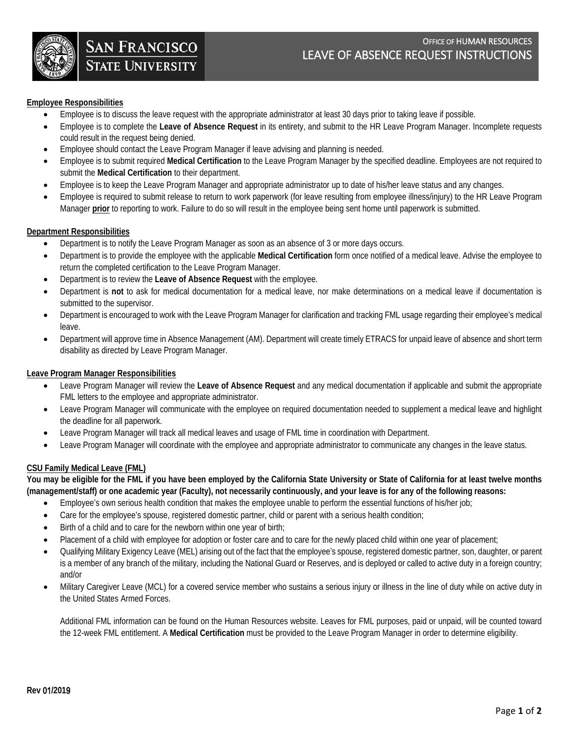# OFFICE OF HUMAN RESOURCES
# LEAVE OF ABSENCE REQUEST INSTRUCTIONS

**Employee Responsibilities**

- Employee is to discuss the leave request with the appropriate administrator at least 30 days prior to taking leave if possible.
- Employee is to complete the **Leave of Absence Request** in its entirety, and submit to the HR Leave Program Manager. Incomplete requests could result in the request being denied.
- Employee should contact the Leave Program Manager if leave advising and planning is needed.
- Employee is to submit required **Medical Certification** to the Leave Program Manager by the specified deadline. Employees are not required to submit the **Medical Certification** to their department.
- Employee is to keep the Leave Program Manager and appropriate administrator up to date of his/her leave status and any changes.
- Employee is required to submit release to return to work paperwork (for leave resulting from employee illness/injury) to the HR Leave Program Manager **prior** to reporting to work. Failure to do so will result in the employee being sent home until paperwork is submitted.

**Department Responsibilities**

- Department is to notify the Leave Program Manager as soon as an absence of 3 or more days occurs.
- Department is to provide the employee with the applicable **Medical Certification** form once notified of a medical leave. Advise the employee to return the completed certification to the Leave Program Manager.
- Department is to review the **Leave of Absence Request** with the employee.
- Department is **not** to ask for medical documentation for a medical leave, nor make determinations on a medical leave if documentation is submitted to the supervisor.
- Department is encouraged to work with the Leave Program Manager for clarification and tracking FML usage regarding their employee's medical leave.
- Department will approve time in Absence Management (AM). Department will create timely ETRACS for unpaid leave of absence and short term disability as directed by Leave Program Manager.

**Leave Program Manager Responsibilities**

- Leave Program Manager will review the **Leave of Absence Request** and any medical documentation if applicable and submit the appropriate FML letters to the employee and appropriate administrator.
- Leave Program Manager will communicate with the employee on required documentation needed to supplement a medical leave and highlight the deadline for all paperwork.
- Leave Program Manager will track all medical leaves and usage of FML time in coordination with Department.
- Leave Program Manager will coordinate with the employee and appropriate administrator to communicate any changes in the leave status.

**CSU Family Medical Leave (FML)**

**You may be eligible for the FML if you have been employed by the California State University or State of California for at least twelve months (management/staff) or one academic year (Faculty), not necessarily continuously, and your leave is for any of the following reasons:**

- Employee's own serious health condition that makes the employee unable to perform the essential functions of his/her job;
- Care for the employee's spouse, registered domestic partner, child or parent with a serious health condition;
- Birth of a child and to care for the newborn within one year of birth;
- Placement of a child with employee for adoption or foster care and to care for the newly placed child within one year of placement;
- Qualifying Military Exigency Leave (MEL) arising out of the fact that the employee's spouse, registered domestic partner, son, daughter, or parent is a member of any branch of the military, including the National Guard or Reserves, and is deployed or called to active duty in a foreign country; and/or
- Military Caregiver Leave (MCL) for a covered service member who sustains a serious injury or illness in the line of duty while on active duty in the United States Armed Forces.

  Additional FML information can be found on the Human Resources website. Leaves for FML purposes, paid or unpaid, will be counted toward the 12-week FML entitlement. A **Medical Certification** must be provided to the Leave Program Manager in order to determine eligibility.

Rev 01/2019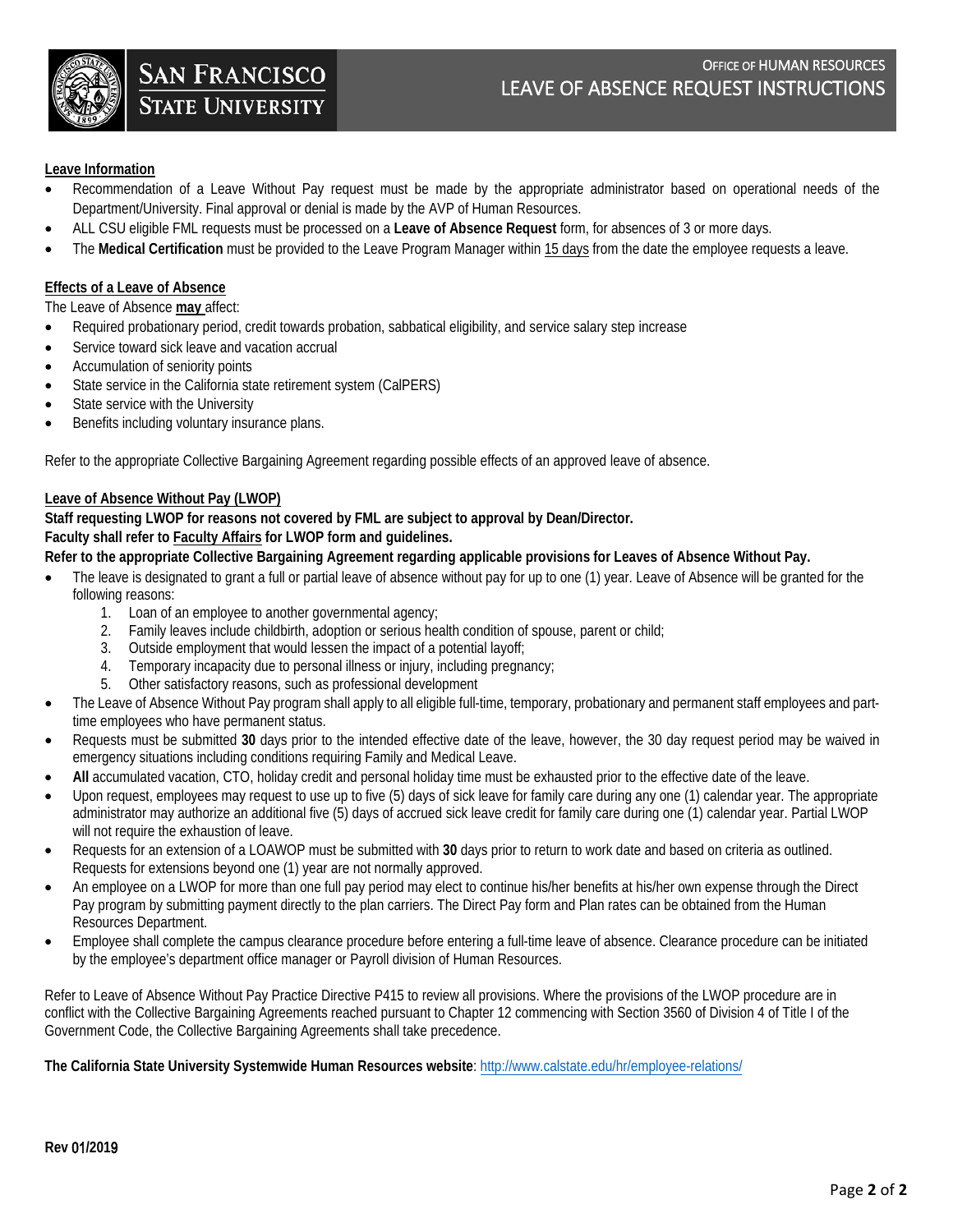**Leave Information**

- Recommendation of a Leave Without Pay request must be made by the appropriate administrator based on operational needs of the Department/University. Final approval or denial is made by the AVP of Human Resources.
- ALL CSU eligible FML requests must be processed on a **Leave of Absence Request** form, for absences of 3 or more days.
- The **Medical Certification** must be provided to the Leave Program Manager within 15 days from the date the employee requests a leave.

**Effects of a Leave of Absence**

The Leave of Absence **may** affect:

- Required probationary period, credit towards probation, sabbatical eligibility, and service salary step increase
- Service toward sick leave and vacation accrual
- Accumulation of seniority points
- State service in the California state retirement system (CalPERS)
- State service with the University
- Benefits including voluntary insurance plans.

Refer to the appropriate Collective Bargaining Agreement regarding possible effects of an approved leave of absence.

**Leave of Absence Without Pay (LWOP)**

**Staff requesting LWOP for reasons not covered by FML are subject to approval by Dean/Director.**
**Faculty shall refer to Faculty Affairs for LWOP form and guidelines.**
**Refer to the appropriate Collective Bargaining Agreement regarding applicable provisions for Leaves of Absence Without Pay.**

- The leave is designated to grant a full or partial leave of absence without pay for up to one (1) year. Leave of Absence will be granted for the following reasons:
    1. Loan of an employee to another governmental agency;
    2. Family leaves include childbirth, adoption or serious health condition of spouse, parent or child;
    3. Outside employment that would lessen the impact of a potential layoff;
    4. Temporary incapacity due to personal illness or injury, including pregnancy;
    5. Other satisfactory reasons, such as professional development
- The Leave of Absence Without Pay program shall apply to all eligible full-time, temporary, probationary and permanent staff employees and part-time employees who have permanent status.
- Requests must be submitted **30** days prior to the intended effective date of the leave, however, the 30 day request period may be waived in emergency situations including conditions requiring Family and Medical Leave.
- **All** accumulated vacation, CTO, holiday credit and personal holiday time must be exhausted prior to the effective date of the leave.
- Upon request, employees may request to use up to five (5) days of sick leave for family care during any one (1) calendar year. The appropriate administrator may authorize an additional five (5) days of accrued sick leave credit for family care during one (1) calendar year. Partial LWOP will not require the exhaustion of leave.
- Requests for an extension of a LOAWOP must be submitted with **30** days prior to return to work date and based on criteria as outlined. Requests for extensions beyond one (1) year are not normally approved.
- An employee on a LWOP for more than one full pay period may elect to continue his/her benefits at his/her own expense through the Direct Pay program by submitting payment directly to the plan carriers. The Direct Pay form and Plan rates can be obtained from the Human Resources Department.
- Employee shall complete the campus clearance procedure before entering a full-time leave of absence. Clearance procedure can be initiated by the employee's department office manager or Payroll division of Human Resources.

Refer to Leave of Absence Without Pay Practice Directive P415 to review all provisions. Where the provisions of the LWOP procedure are in conflict with the Collective Bargaining Agreements reached pursuant to Chapter 12 commencing with Section 3560 of Division 4 of Title I of the Government Code, the Collective Bargaining Agreements shall take precedence.

**The California State University Systemwide Human Resources website**: http://www.calstate.edu/hr/employee-relations/

**Rev 01/2019**